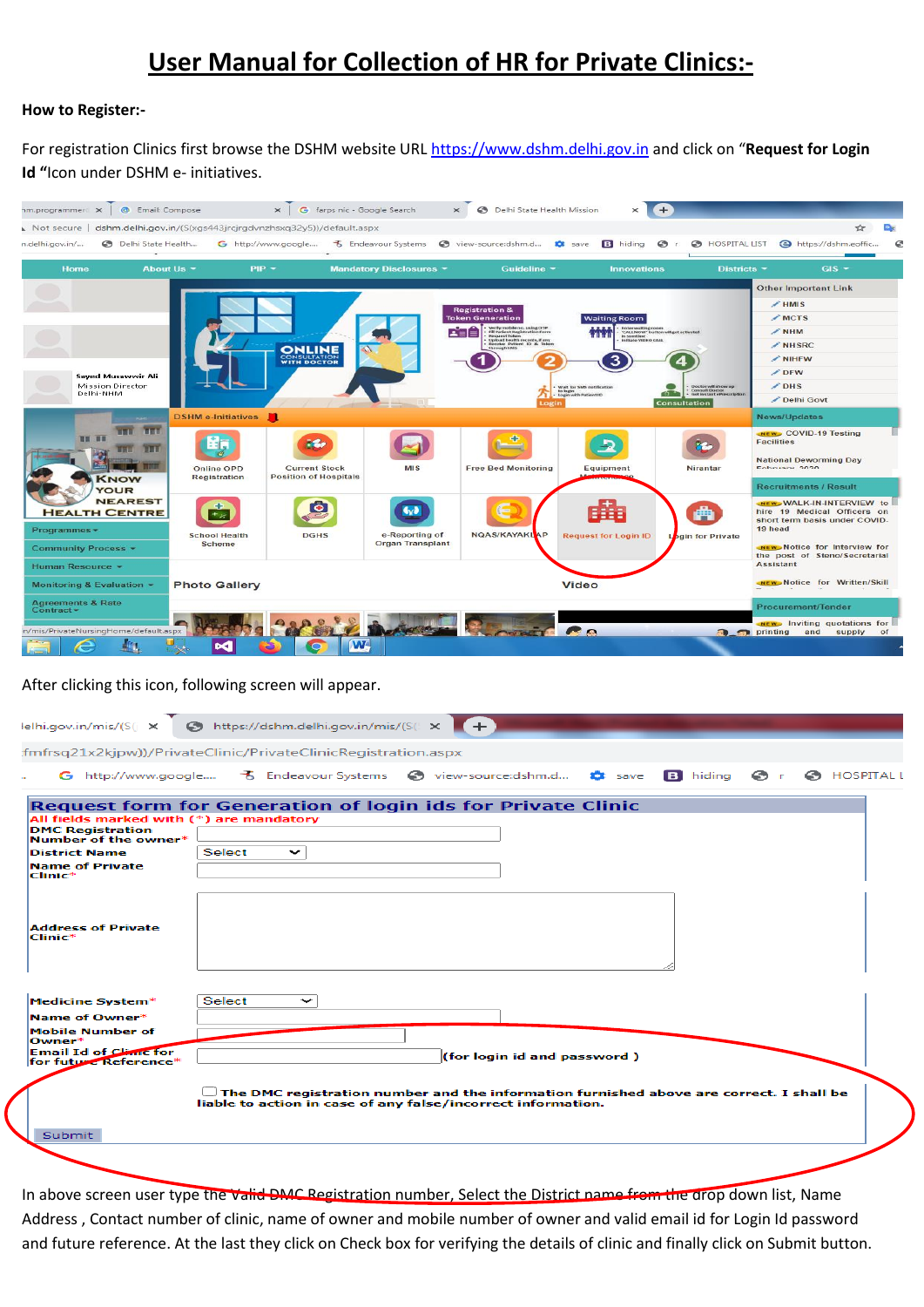# User Manual for Collection of HR for Private Clinics:-

**How to Register:-**

For registration Clinics first browse the DSHM website URL https://www.dshm.delhi.gov.in and click on "**Request for Login Id** "Icon under DSHM e- initiatives.

After clicking this icon, following screen will appear.

In above screen user type the Valid DMC Registration number, Select the District name from the drop down list, Name Address , Contact number of clinic, name of owner and mobile number of owner and valid email id for Login Id password and future reference. At the last they click on Check box for verifying the details of clinic and finally click on Submit button.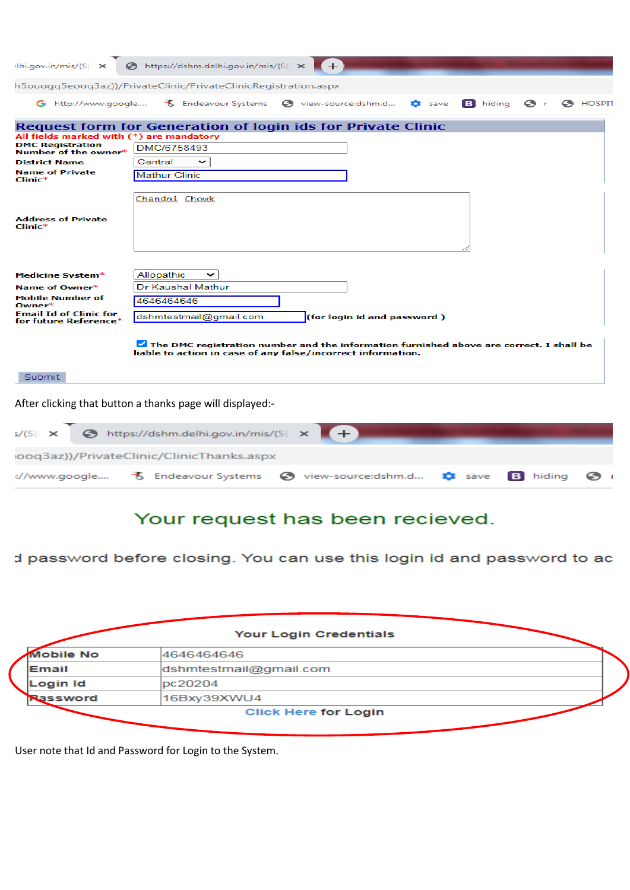lhi.gov.in/mis/(S( × https://dshm.delhi.gov.in/mis/(S( ×

h5ouogq5eooq3az))/PrivateClinic/PrivateClinicRegistration.aspx

http://www.google.... Endeavour Systems view-source:dshm.d... save hiding r HOSPIT

## Request form for Generation of login ids for Private Clinic

All fields marked with (*) are mandatory

| | |
|---|---|
| DMC Registration Number of the owner* | DMC/6758493 |
| District Name | Central |
| Name of Private Clinic* | Mathur Clinic |
| Address of Private Clinic* | Chandni Chowk |
| Medicine System* | Allopathic |
| Name of Owner* | Dr Kaushal Mathur |
| Mobile Number of Owner* | 4646464646 |
| Email Id of Clinic for for future Reference* | dshmtestmail@gmail.com (for login id and password ) |

☑ The DMC registration number and the information furnished above are correct. I shall be liable to action in case of any false/incorrect information.

Submit

After clicking that button a thanks page will displayed:-

s/(S( × https://dshm.delhi.gov.in/mis/(S( ×

ooq3az))/PrivateClinic/ClinicThanks.aspx

://www.google.... Endeavour Systems view-source:dshm.d... save hiding

Your request has been recieved.

d password before closing. You can use this login id and password to ac

**Your Login Credentials**

| | |
|---|---|
| Mobile No | 4646464646 |
| Email | dshmtestmail@gmail.com |
| Login Id | pc20204 |
| Password | 16Bxy39XWU4 |

Click Here for Login

User note that Id and Password for Login to the System.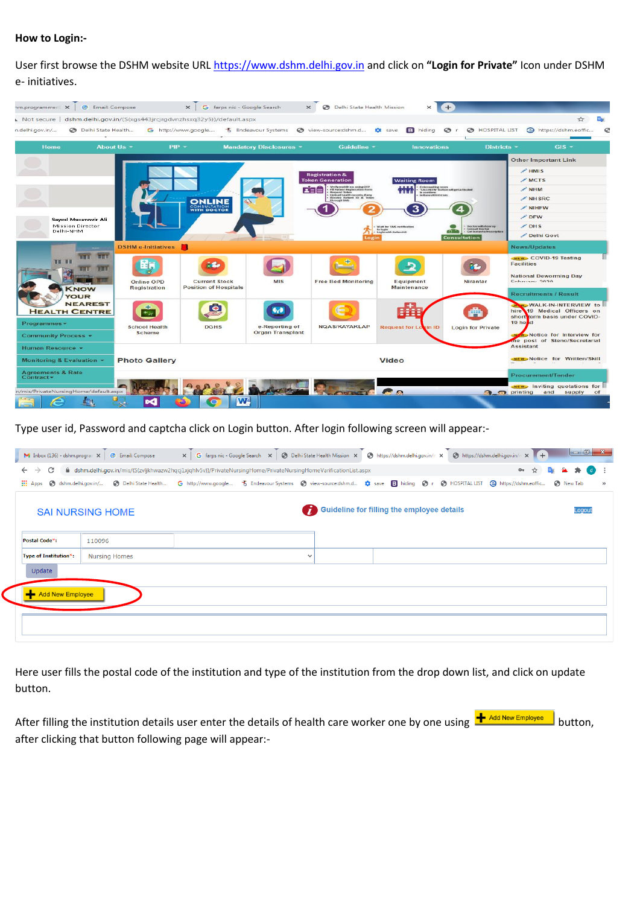**How to Login:-**

User first browse the DSHM website URL [https://www.dshm.delhi.gov.in](https://www.dshm.delhi.gov.in) and click on **"Login for Private"** Icon under DSHM e- initiatives.

Type user id, Password and captcha click on Login button. After login following screen will appear:-

Here user fills the postal code of the institution and type of the institution from the drop down list, and click on update button.

After filling the institution details user enter the details of health care worker one by one using **Add New Employee** button, after clicking that button following page will appear:-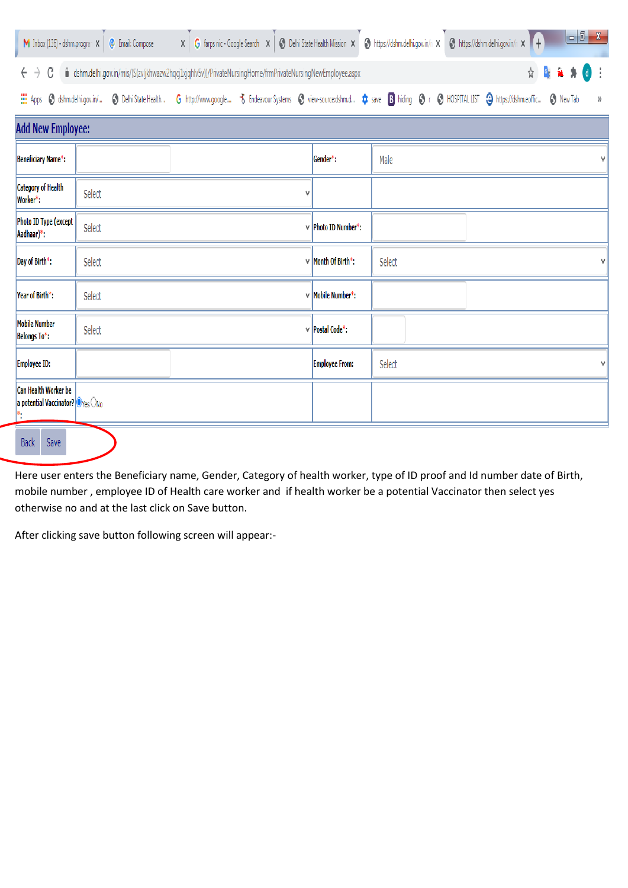## Add New Employee:

| | | | |
|---|---|---|---|
| Beneficiary Name*: | | Gender*: | Male |
| Category of Health Worker*: | Select | | |
| Photo ID Type (except Aadhaar)*: | Select | Photo ID Number*: | |
| Day of Birth*: | Select | Month Of Birth*: | Select |
| Year of Birth*: | Select | Mobile Number*: | |
| Mobile Number Belongs To*: | Select | Postal Code*: | |
| Employee ID: | | Employee From: | Select |
| Can Health Worker be a potential Vaccinator?*: | Yes No | | |

Back Save

Here user enters the Beneficiary name, Gender, Category of health worker, type of ID proof and Id number date of Birth, mobile number , employee ID of Health care worker and if health worker be a potential Vaccinator then select yes otherwise no and at the last click on Save button.

After clicking save button following screen will appear:-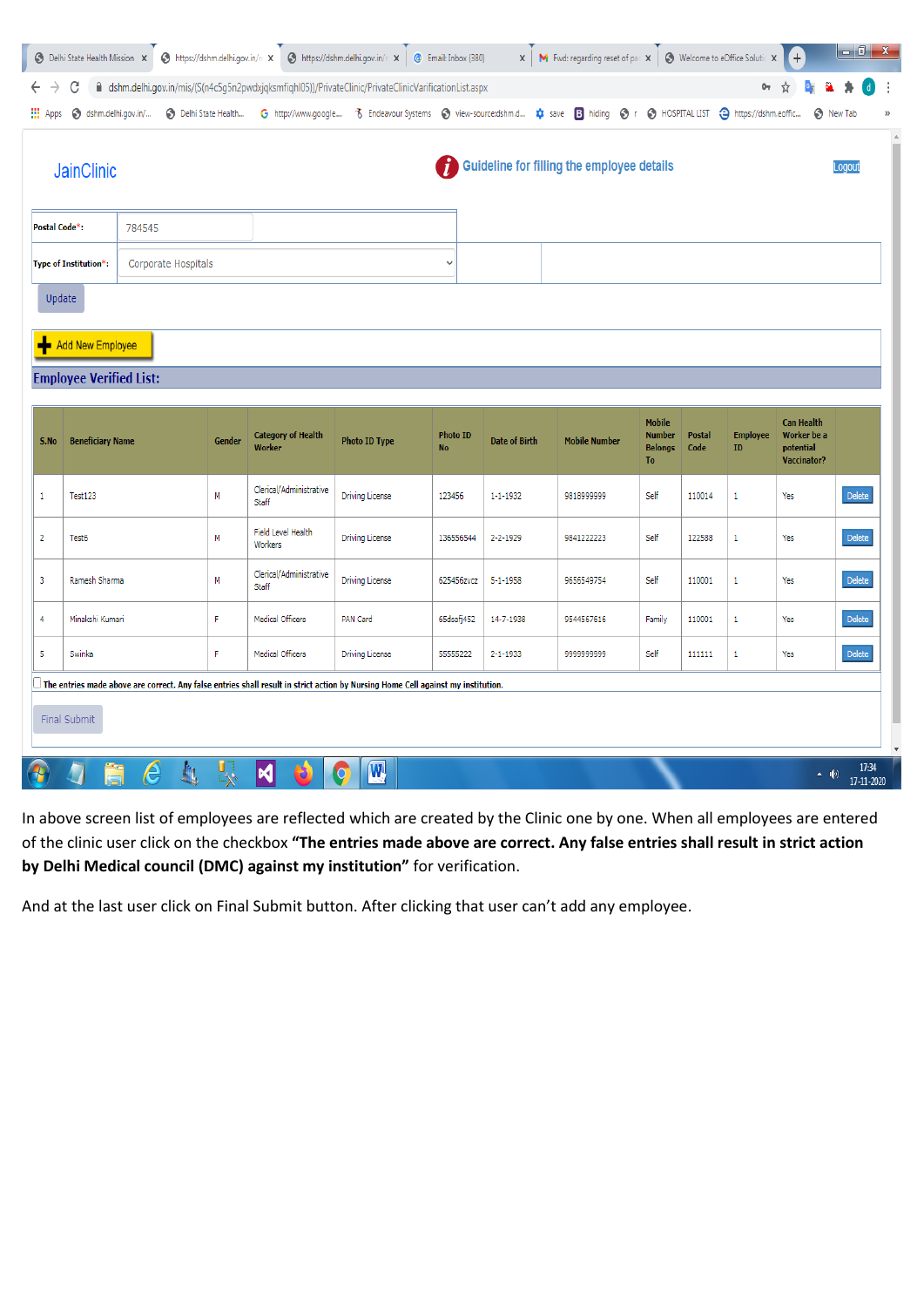JainClinic

Guideline for filling the employee details

Logout

| | |
|---|---|
| Postal Code*: | 784545 |
| Type of Institution*: | Corporate Hospitals |

Update

Add New Employee

**Employee Verified List:**

| S.No | Beneficiary Name | Gender | Category of Health Worker | Photo ID Type | Photo ID No | Date of Birth | Mobile Number | Mobile Number Belongs To | Postal Code | Employee ID | Can Health Worker be a potential Vaccinator? | |
|---|---|---|---|---|---|---|---|---|---|---|---|---|
| 1 | Test123 | M | Clerical/Administrative Staff | Driving License | 123456 | 1-1-1932 | 9818999999 | Self | 110014 | 1 | Yes | Delete |
| 2 | Test6 | M | Field Level Health Workers | Driving License | 136556544 | 2-2-1929 | 9841222223 | Self | 122588 | 1 | Yes | Delete |
| 3 | Ramesh Sharma | M | Clerical/Administrative Staff | Driving License | 625456zvcz | 5-1-1958 | 9656549754 | Self | 110001 | 1 | Yes | Delete |
| 4 | Minakshi Kumari | F | Medical Officers | PAN Card | 65dsafj452 | 14-7-1938 | 9544567616 | Family | 110001 | 1 | Yes | Delete |
| 5 | Swinka | F | Medical Officers | Driving License | 55555222 | 2-1-1933 | 9999999999 | Self | 111111 | 1 | Yes | Delete |

The entries made above are correct. Any false entries shall result in strict action by Nursing Home Cell against my institution.

Final Submit

In above screen list of employees are reflected which are created by the Clinic one by one. When all employees are entered of the clinic user click on the checkbox **"The entries made above are correct. Any false entries shall result in strict action by Delhi Medical council (DMC) against my institution"** for verification.

And at the last user click on Final Submit button. After clicking that user can't add any employee.